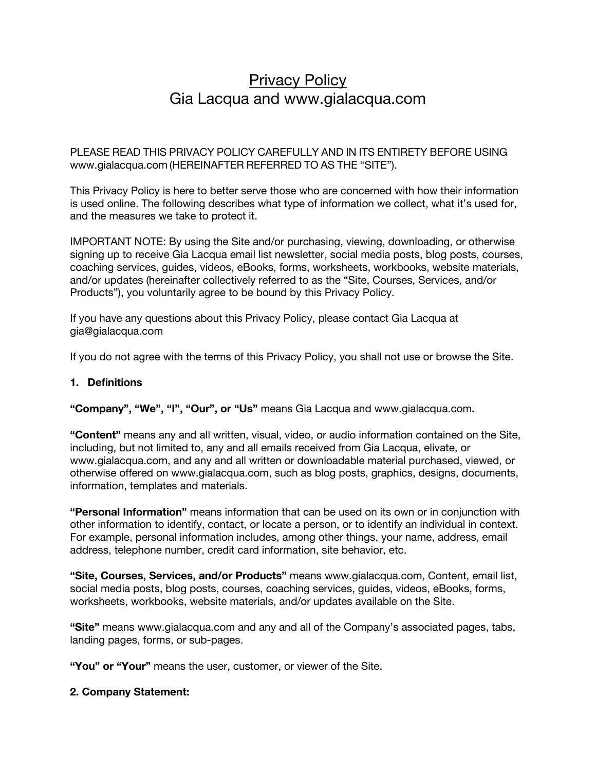# Privacy Policy
## Gia Lacqua and www.gialacqua.com

PLEASE READ THIS PRIVACY POLICY CAREFULLY AND IN ITS ENTIRETY BEFORE USING www.gialacqua.com (HEREINAFTER REFERRED TO AS THE "SITE").

This Privacy Policy is here to better serve those who are concerned with how their information is used online. The following describes what type of information we collect, what it's used for, and the measures we take to protect it.

IMPORTANT NOTE: By using the Site and/or purchasing, viewing, downloading, or otherwise signing up to receive Gia Lacqua email list newsletter, social media posts, blog posts, courses, coaching services, guides, videos, eBooks, forms, worksheets, workbooks, website materials, and/or updates (hereinafter collectively referred to as the "Site, Courses, Services, and/or Products"), you voluntarily agree to be bound by this Privacy Policy.

If you have any questions about this Privacy Policy, please contact Gia Lacqua at gia@gialacqua.com

If you do not agree with the terms of this Privacy Policy, you shall not use or browse the Site.

### 1. Definitions

**"Company", "We", "I", "Our", or "Us"** means Gia Lacqua and www.gialacqua.com**.**

**"Content"** means any and all written, visual, video, or audio information contained on the Site, including, but not limited to, any and all emails received from Gia Lacqua, elivate, or www.gialacqua.com, and any and all written or downloadable material purchased, viewed, or otherwise offered on www.gialacqua.com, such as blog posts, graphics, designs, documents, information, templates and materials.

**"Personal Information"** means information that can be used on its own or in conjunction with other information to identify, contact, or locate a person, or to identify an individual in context. For example, personal information includes, among other things, your name, address, email address, telephone number, credit card information, site behavior, etc.

**"Site, Courses, Services, and/or Products"** means www.gialacqua.com, Content, email list, social media posts, blog posts, courses, coaching services, guides, videos, eBooks, forms, worksheets, workbooks, website materials, and/or updates available on the Site.

**"Site"** means www.gialacqua.com and any and all of the Company's associated pages, tabs, landing pages, forms, or sub-pages.

**"You" or "Your"** means the user, customer, or viewer of the Site.

### 2. Company Statement: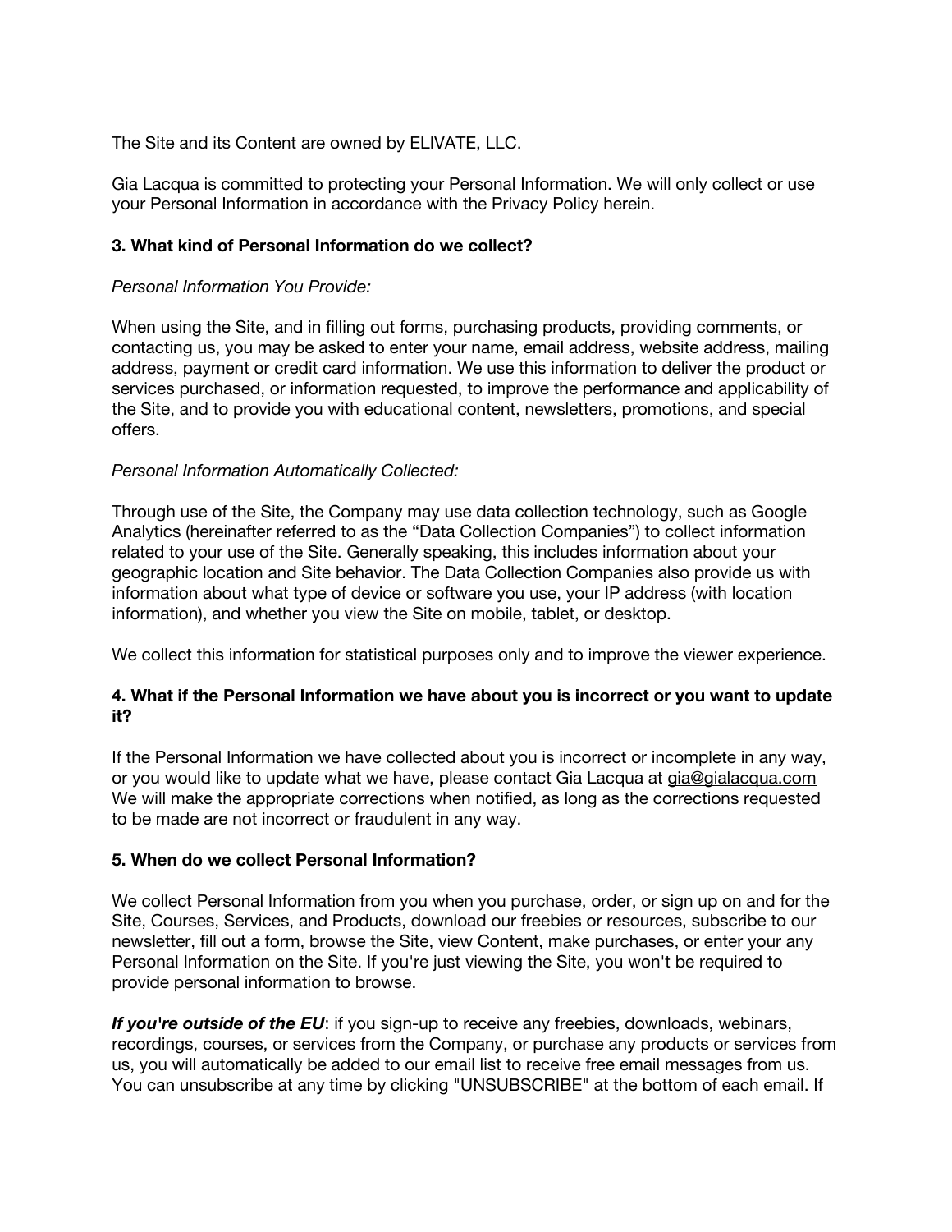The Site and its Content are owned by ELIVATE, LLC.

Gia Lacqua is committed to protecting your Personal Information. We will only collect or use your Personal Information in accordance with the Privacy Policy herein.

### 3. What kind of Personal Information do we collect?

*Personal Information You Provide:*

When using the Site, and in filling out forms, purchasing products, providing comments, or contacting us, you may be asked to enter your name, email address, website address, mailing address, payment or credit card information. We use this information to deliver the product or services purchased, or information requested, to improve the performance and applicability of the Site, and to provide you with educational content, newsletters, promotions, and special offers.

*Personal Information Automatically Collected:*

Through use of the Site, the Company may use data collection technology, such as Google Analytics (hereinafter referred to as the "Data Collection Companies") to collect information related to your use of the Site. Generally speaking, this includes information about your geographic location and Site behavior. The Data Collection Companies also provide us with information about what type of device or software you use, your IP address (with location information), and whether you view the Site on mobile, tablet, or desktop.

We collect this information for statistical purposes only and to improve the viewer experience.

### 4. What if the Personal Information we have about you is incorrect or you want to update it?

If the Personal Information we have collected about you is incorrect or incomplete in any way, or you would like to update what we have, please contact Gia Lacqua at gia@gialacqua.com We will make the appropriate corrections when notified, as long as the corrections requested to be made are not incorrect or fraudulent in any way.

### 5. When do we collect Personal Information?

We collect Personal Information from you when you purchase, order, or sign up on and for the Site, Courses, Services, and Products, download our freebies or resources, subscribe to our newsletter, fill out a form, browse the Site, view Content, make purchases, or enter your any Personal Information on the Site. If you're just viewing the Site, you won't be required to provide personal information to browse.

***If you're outside of the EU***: if you sign-up to receive any freebies, downloads, webinars, recordings, courses, or services from the Company, or purchase any products or services from us, you will automatically be added to our email list to receive free email messages from us. You can unsubscribe at any time by clicking "UNSUBSCRIBE" at the bottom of each email. If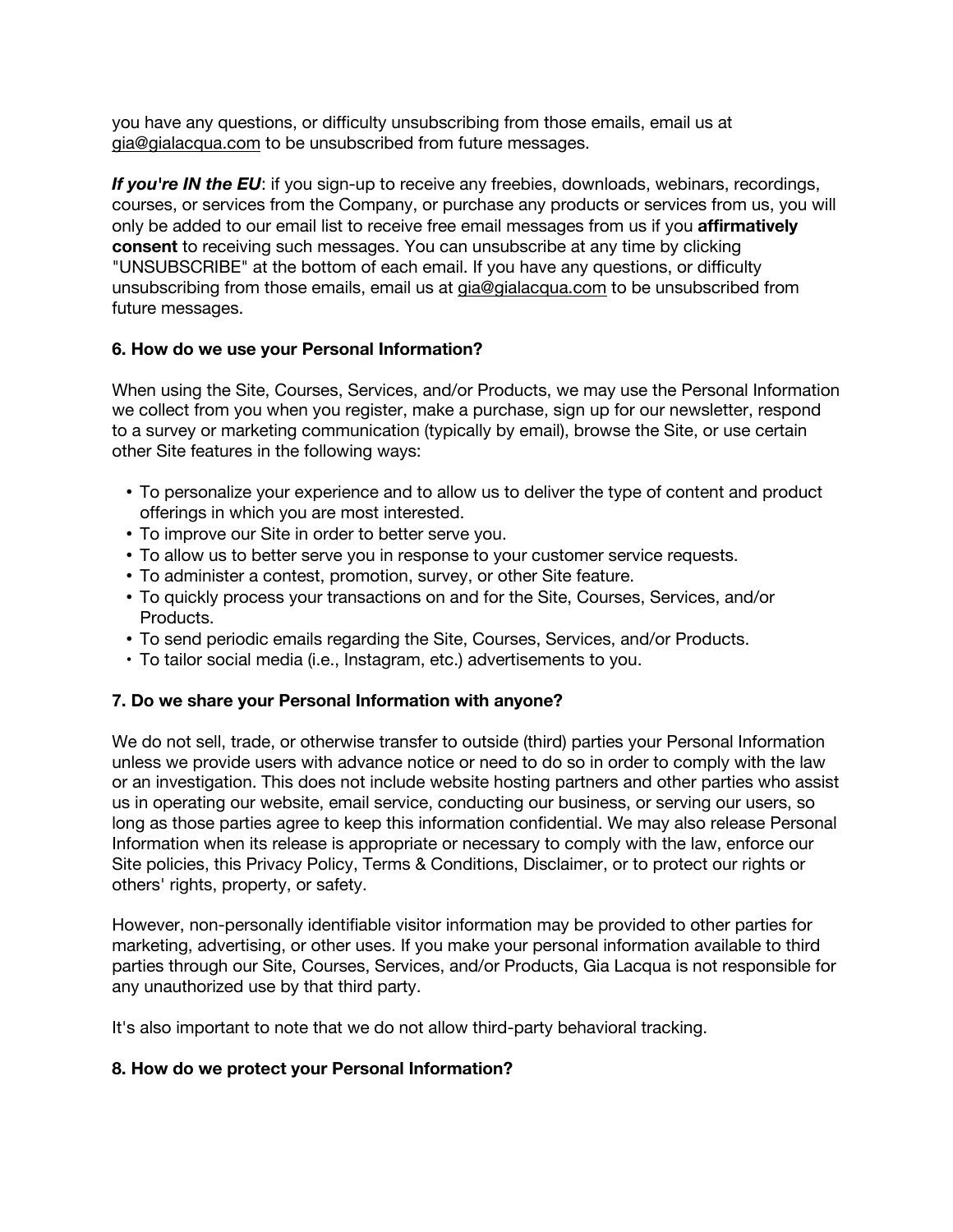you have any questions, or difficulty unsubscribing from those emails, email us at gia@gialacqua.com to be unsubscribed from future messages.

***If you're IN the EU***: if you sign-up to receive any freebies, downloads, webinars, recordings, courses, or services from the Company, or purchase any products or services from us, you will only be added to our email list to receive free email messages from us if you **affirmatively consent** to receiving such messages. You can unsubscribe at any time by clicking "UNSUBSCRIBE" at the bottom of each email. If you have any questions, or difficulty unsubscribing from those emails, email us at gia@gialacqua.com to be unsubscribed from future messages.

**6. How do we use your Personal Information?**

When using the Site, Courses, Services, and/or Products, we may use the Personal Information we collect from you when you register, make a purchase, sign up for our newsletter, respond to a survey or marketing communication (typically by email), browse the Site, or use certain other Site features in the following ways:

- To personalize your experience and to allow us to deliver the type of content and product offerings in which you are most interested.
- To improve our Site in order to better serve you.
- To allow us to better serve you in response to your customer service requests.
- To administer a contest, promotion, survey, or other Site feature.
- To quickly process your transactions on and for the Site, Courses, Services, and/or Products.
- To send periodic emails regarding the Site, Courses, Services, and/or Products.
- To tailor social media (i.e., Instagram, etc.) advertisements to you.

**7. Do we share your Personal Information with anyone?**

We do not sell, trade, or otherwise transfer to outside (third) parties your Personal Information unless we provide users with advance notice or need to do so in order to comply with the law or an investigation. This does not include website hosting partners and other parties who assist us in operating our website, email service, conducting our business, or serving our users, so long as those parties agree to keep this information confidential. We may also release Personal Information when its release is appropriate or necessary to comply with the law, enforce our Site policies, this Privacy Policy, Terms & Conditions, Disclaimer, or to protect our rights or others' rights, property, or safety.

However, non-personally identifiable visitor information may be provided to other parties for marketing, advertising, or other uses. If you make your personal information available to third parties through our Site, Courses, Services, and/or Products, Gia Lacqua is not responsible for any unauthorized use by that third party.

It's also important to note that we do not allow third-party behavioral tracking.

**8. How do we protect your Personal Information?**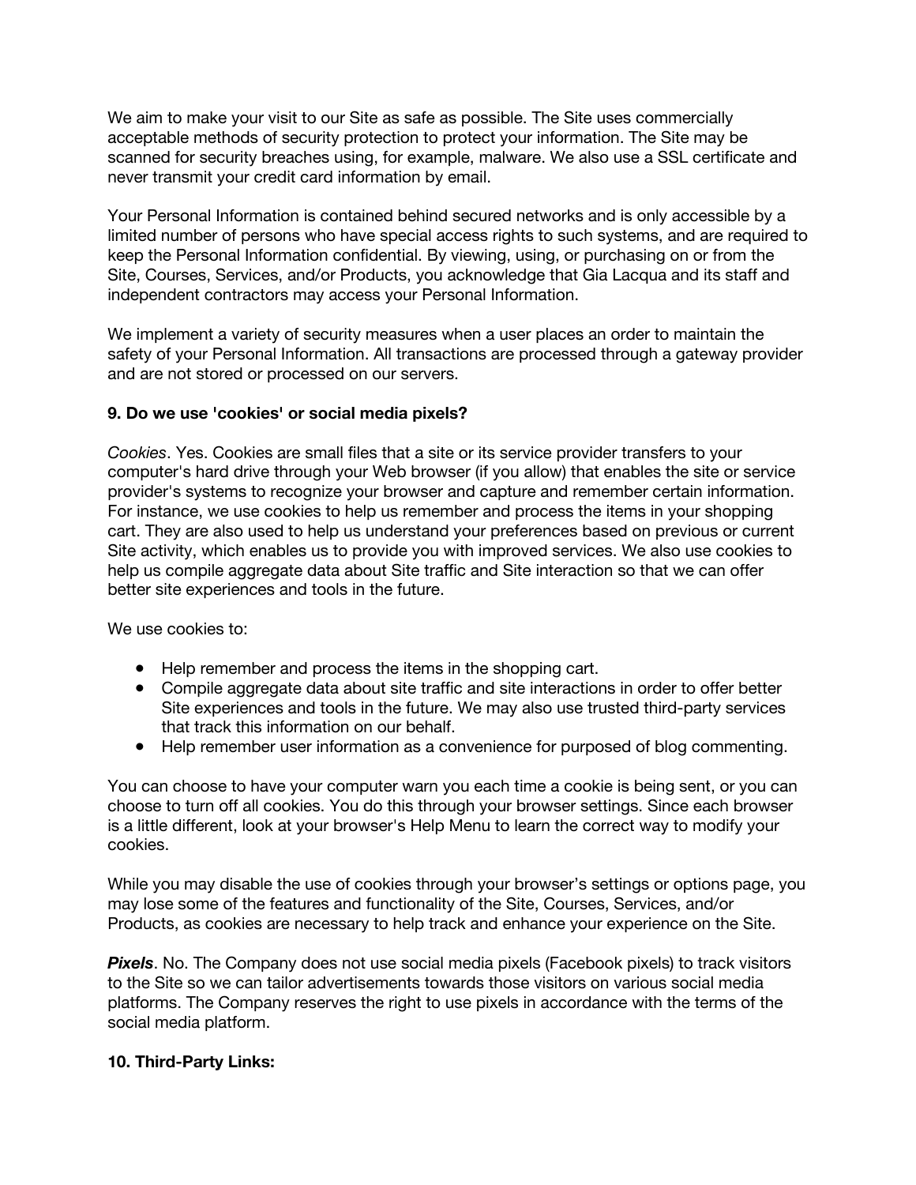We aim to make your visit to our Site as safe as possible. The Site uses commercially acceptable methods of security protection to protect your information. The Site may be scanned for security breaches using, for example, malware. We also use a SSL certificate and never transmit your credit card information by email.

Your Personal Information is contained behind secured networks and is only accessible by a limited number of persons who have special access rights to such systems, and are required to keep the Personal Information confidential. By viewing, using, or purchasing on or from the Site, Courses, Services, and/or Products, you acknowledge that Gia Lacqua and its staff and independent contractors may access your Personal Information.

We implement a variety of security measures when a user places an order to maintain the safety of your Personal Information. All transactions are processed through a gateway provider and are not stored or processed on our servers.

**9. Do we use 'cookies' or social media pixels?**

*Cookies*. Yes. Cookies are small files that a site or its service provider transfers to your computer's hard drive through your Web browser (if you allow) that enables the site or service provider's systems to recognize your browser and capture and remember certain information. For instance, we use cookies to help us remember and process the items in your shopping cart. They are also used to help us understand your preferences based on previous or current Site activity, which enables us to provide you with improved services. We also use cookies to help us compile aggregate data about Site traffic and Site interaction so that we can offer better site experiences and tools in the future.

We use cookies to:

- Help remember and process the items in the shopping cart.
- Compile aggregate data about site traffic and site interactions in order to offer better Site experiences and tools in the future. We may also use trusted third-party services that track this information on our behalf.
- Help remember user information as a convenience for purposed of blog commenting.

You can choose to have your computer warn you each time a cookie is being sent, or you can choose to turn off all cookies. You do this through your browser settings. Since each browser is a little different, look at your browser's Help Menu to learn the correct way to modify your cookies.

While you may disable the use of cookies through your browser's settings or options page, you may lose some of the features and functionality of the Site, Courses, Services, and/or Products, as cookies are necessary to help track and enhance your experience on the Site.

***Pixels***. No. The Company does not use social media pixels (Facebook pixels) to track visitors to the Site so we can tailor advertisements towards those visitors on various social media platforms. The Company reserves the right to use pixels in accordance with the terms of the social media platform.

**10. Third-Party Links:**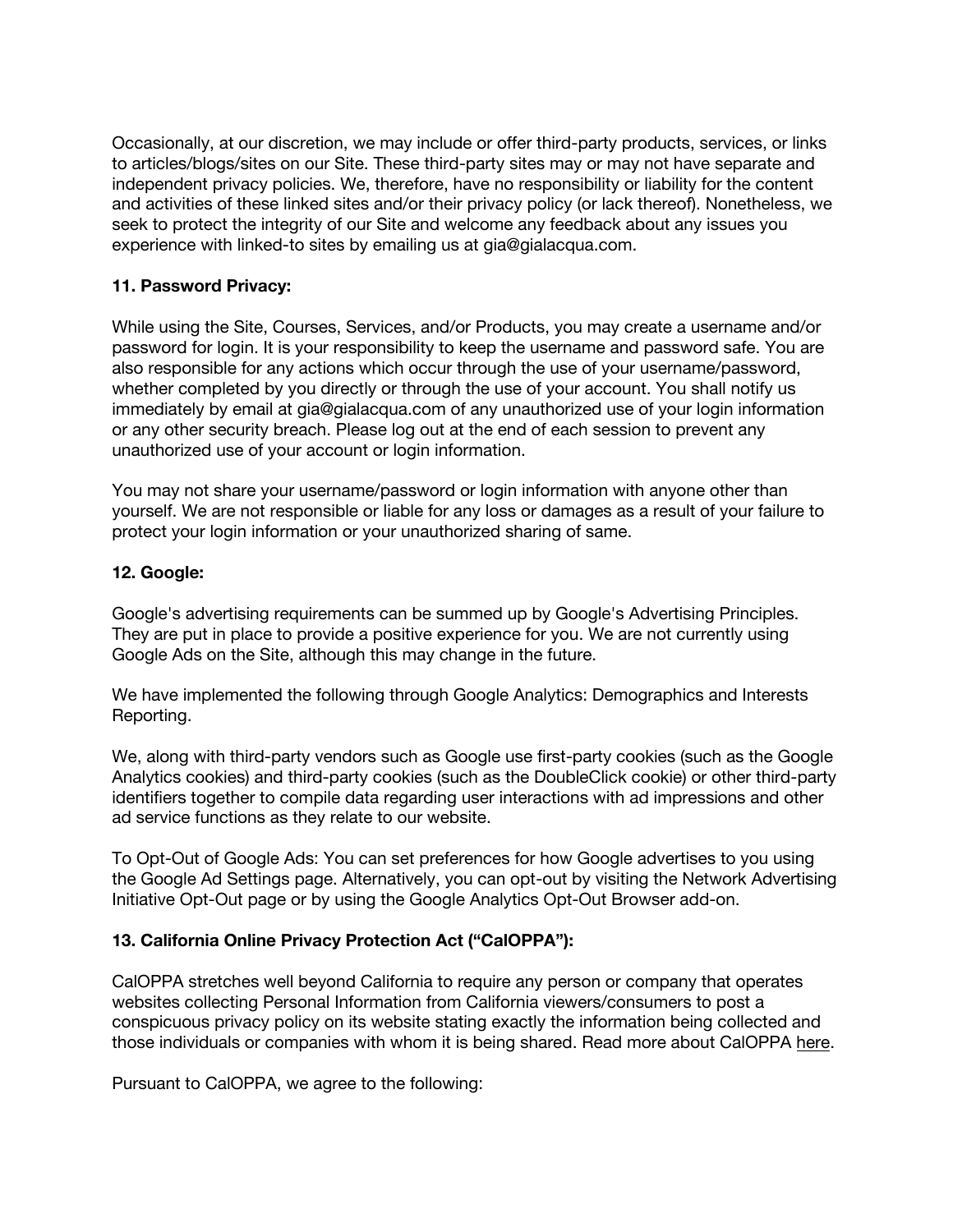Occasionally, at our discretion, we may include or offer third-party products, services, or links to articles/blogs/sites on our Site. These third-party sites may or may not have separate and independent privacy policies. We, therefore, have no responsibility or liability for the content and activities of these linked sites and/or their privacy policy (or lack thereof). Nonetheless, we seek to protect the integrity of our Site and welcome any feedback about any issues you experience with linked-to sites by emailing us at gia@gialacqua.com.

**11. Password Privacy:**

While using the Site, Courses, Services, and/or Products, you may create a username and/or password for login. It is your responsibility to keep the username and password safe. You are also responsible for any actions which occur through the use of your username/password, whether completed by you directly or through the use of your account. You shall notify us immediately by email at gia@gialacqua.com of any unauthorized use of your login information or any other security breach. Please log out at the end of each session to prevent any unauthorized use of your account or login information.

You may not share your username/password or login information with anyone other than yourself. We are not responsible or liable for any loss or damages as a result of your failure to protect your login information or your unauthorized sharing of same.

**12. Google:**

Google's advertising requirements can be summed up by Google's Advertising Principles. They are put in place to provide a positive experience for you. We are not currently using Google Ads on the Site, although this may change in the future.

We have implemented the following through Google Analytics: Demographics and Interests Reporting.

We, along with third-party vendors such as Google use first-party cookies (such as the Google Analytics cookies) and third-party cookies (such as the DoubleClick cookie) or other third-party identifiers together to compile data regarding user interactions with ad impressions and other ad service functions as they relate to our website.

To Opt-Out of Google Ads: You can set preferences for how Google advertises to you using the Google Ad Settings page. Alternatively, you can opt-out by visiting the Network Advertising Initiative Opt-Out page or by using the Google Analytics Opt-Out Browser add-on.

**13. California Online Privacy Protection Act ("CalOPPA"):**

CalOPPA stretches well beyond California to require any person or company that operates websites collecting Personal Information from California viewers/consumers to post a conspicuous privacy policy on its website stating exactly the information being collected and those individuals or companies with whom it is being shared. Read more about CalOPPA here.

Pursuant to CalOPPA, we agree to the following: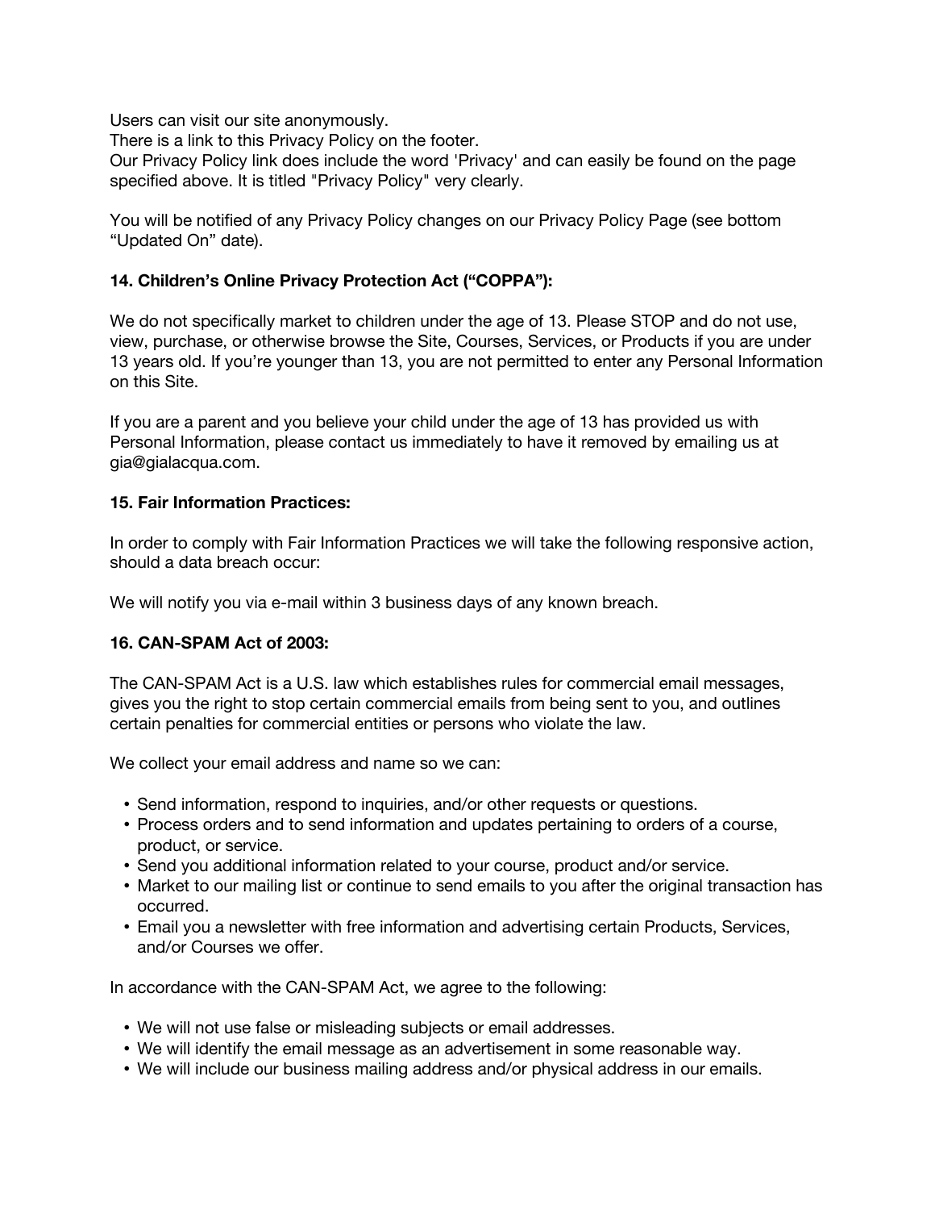Users can visit our site anonymously.
There is a link to this Privacy Policy on the footer.
Our Privacy Policy link does include the word 'Privacy' and can easily be found on the page specified above. It is titled "Privacy Policy" very clearly.

You will be notified of any Privacy Policy changes on our Privacy Policy Page (see bottom "Updated On" date).

**14. Children's Online Privacy Protection Act ("COPPA"):**

We do not specifically market to children under the age of 13. Please STOP and do not use, view, purchase, or otherwise browse the Site, Courses, Services, or Products if you are under 13 years old. If you're younger than 13, you are not permitted to enter any Personal Information on this Site.

If you are a parent and you believe your child under the age of 13 has provided us with Personal Information, please contact us immediately to have it removed by emailing us at gia@gialacqua.com.

**15. Fair Information Practices:**

In order to comply with Fair Information Practices we will take the following responsive action, should a data breach occur:

We will notify you via e-mail within 3 business days of any known breach.

**16. CAN-SPAM Act of 2003:**

The CAN-SPAM Act is a U.S. law which establishes rules for commercial email messages, gives you the right to stop certain commercial emails from being sent to you, and outlines certain penalties for commercial entities or persons who violate the law.

We collect your email address and name so we can:

- Send information, respond to inquiries, and/or other requests or questions.
- Process orders and to send information and updates pertaining to orders of a course, product, or service.
- Send you additional information related to your course, product and/or service.
- Market to our mailing list or continue to send emails to you after the original transaction has occurred.
- Email you a newsletter with free information and advertising certain Products, Services, and/or Courses we offer.

In accordance with the CAN-SPAM Act, we agree to the following:

- We will not use false or misleading subjects or email addresses.
- We will identify the email message as an advertisement in some reasonable way.
- We will include our business mailing address and/or physical address in our emails.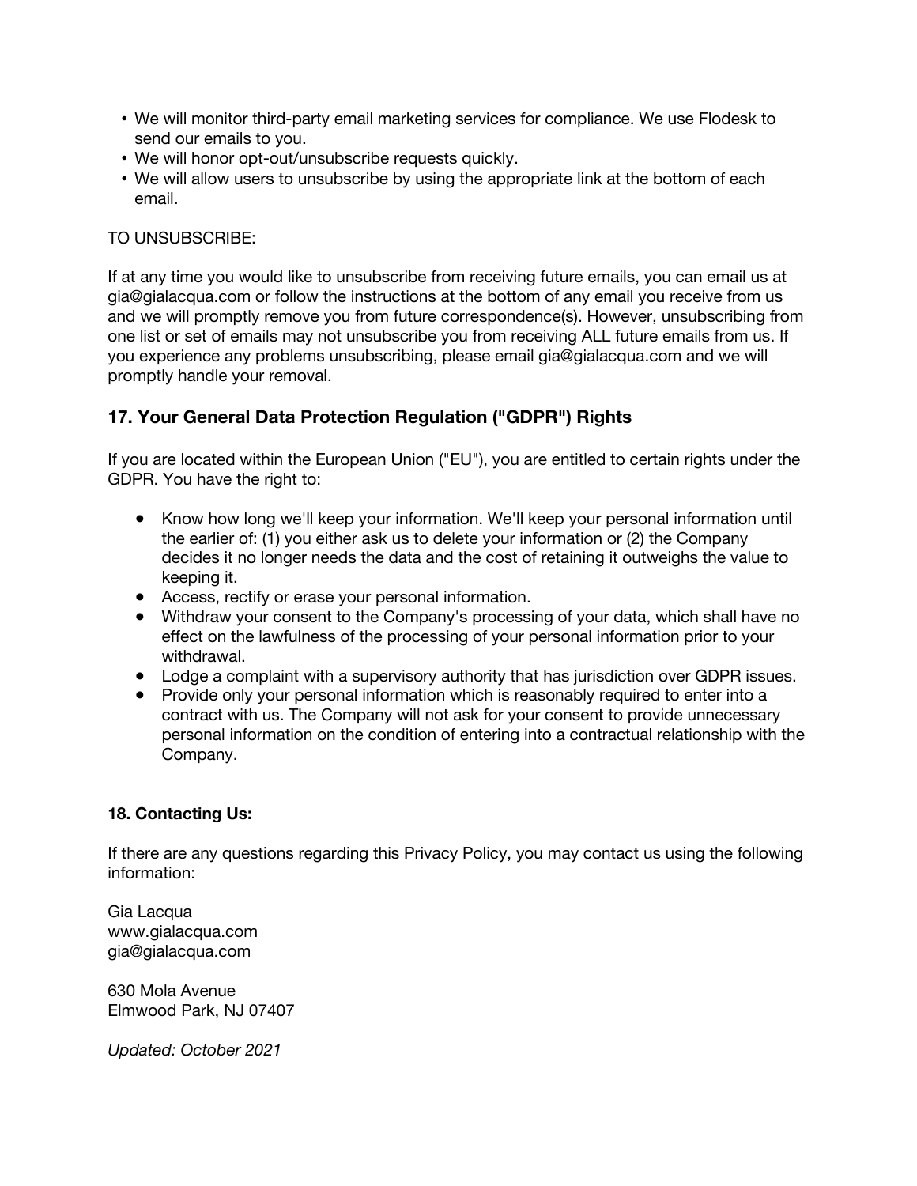- We will monitor third-party email marketing services for compliance. We use Flodesk to send our emails to you.
- We will honor opt-out/unsubscribe requests quickly.
- We will allow users to unsubscribe by using the appropriate link at the bottom of each email.

TO UNSUBSCRIBE:

If at any time you would like to unsubscribe from receiving future emails, you can email us at gia@gialacqua.com or follow the instructions at the bottom of any email you receive from us and we will promptly remove you from future correspondence(s). However, unsubscribing from one list or set of emails may not unsubscribe you from receiving ALL future emails from us. If you experience any problems unsubscribing, please email gia@gialacqua.com and we will promptly handle your removal.

## 17. Your General Data Protection Regulation ("GDPR") Rights

If you are located within the European Union ("EU"), you are entitled to certain rights under the GDPR. You have the right to:

- Know how long we'll keep your information. We'll keep your personal information until the earlier of: (1) you either ask us to delete your information or (2) the Company decides it no longer needs the data and the cost of retaining it outweighs the value to keeping it.
- Access, rectify or erase your personal information.
- Withdraw your consent to the Company's processing of your data, which shall have no effect on the lawfulness of the processing of your personal information prior to your withdrawal.
- Lodge a complaint with a supervisory authority that has jurisdiction over GDPR issues.
- Provide only your personal information which is reasonably required to enter into a contract with us. The Company will not ask for your consent to provide unnecessary personal information on the condition of entering into a contractual relationship with the Company.

**18. Contacting Us:**

If there are any questions regarding this Privacy Policy, you may contact us using the following information:

Gia Lacqua  
www.gialacqua.com  
gia@gialacqua.com

630 Mola Avenue  
Elmwood Park, NJ 07407

*Updated: October 2021*